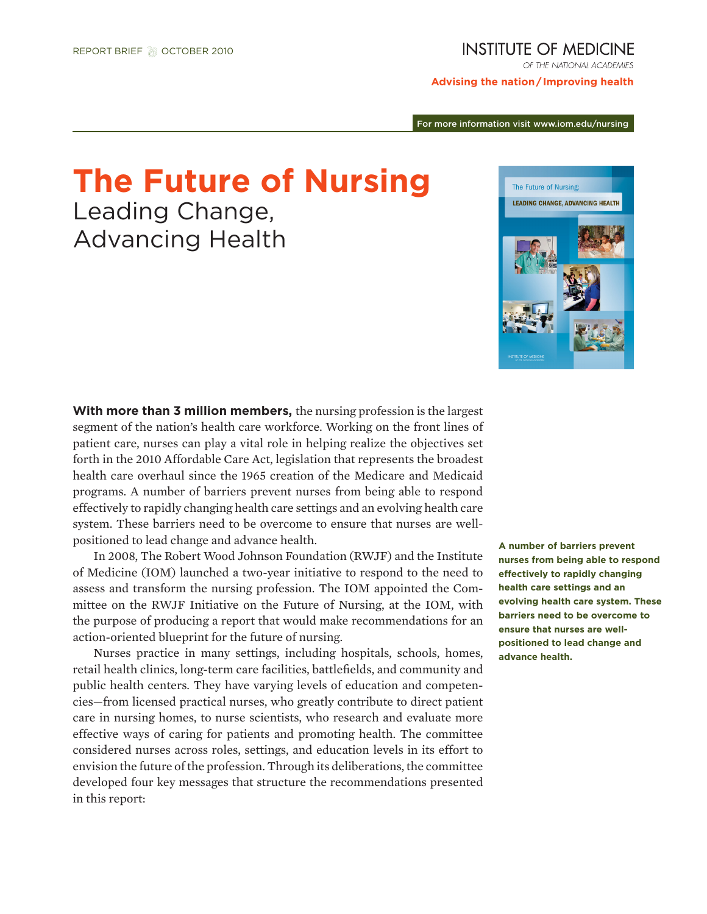REPORT BRIEF OCTOBER 2010

INSTITUTE OF MEDICINE
*OF THE NATIONAL ACADEMIES*

**Advising the nation / Improving health**

For more information visit www.iom.edu/nursing

# The Future of Nursing
## Leading Change, Advancing Health

**With more than 3 million members,** the nursing profession is the largest segment of the nation's health care workforce. Working on the front lines of patient care, nurses can play a vital role in helping realize the objectives set forth in the 2010 Affordable Care Act, legislation that represents the broadest health care overhaul since the 1965 creation of the Medicare and Medicaid programs. A number of barriers prevent nurses from being able to respond effectively to rapidly changing health care settings and an evolving health care system. These barriers need to be overcome to ensure that nurses are well-positioned to lead change and advance health.

In 2008, The Robert Wood Johnson Foundation (RWJF) and the Institute of Medicine (IOM) launched a two-year initiative to respond to the need to assess and transform the nursing profession. The IOM appointed the Committee on the RWJF Initiative on the Future of Nursing, at the IOM, with the purpose of producing a report that would make recommendations for an action-oriented blueprint for the future of nursing.

Nurses practice in many settings, including hospitals, schools, homes, retail health clinics, long-term care facilities, battlefields, and community and public health centers. They have varying levels of education and competencies—from licensed practical nurses, who greatly contribute to direct patient care in nursing homes, to nurse scientists, who research and evaluate more effective ways of caring for patients and promoting health. The committee considered nurses across roles, settings, and education levels in its effort to envision the future of the profession. Through its deliberations, the committee developed four key messages that structure the recommendations presented in this report:

**A number of barriers prevent nurses from being able to respond effectively to rapidly changing health care settings and an evolving health care system. These barriers need to be overcome to ensure that nurses are well-positioned to lead change and advance health.**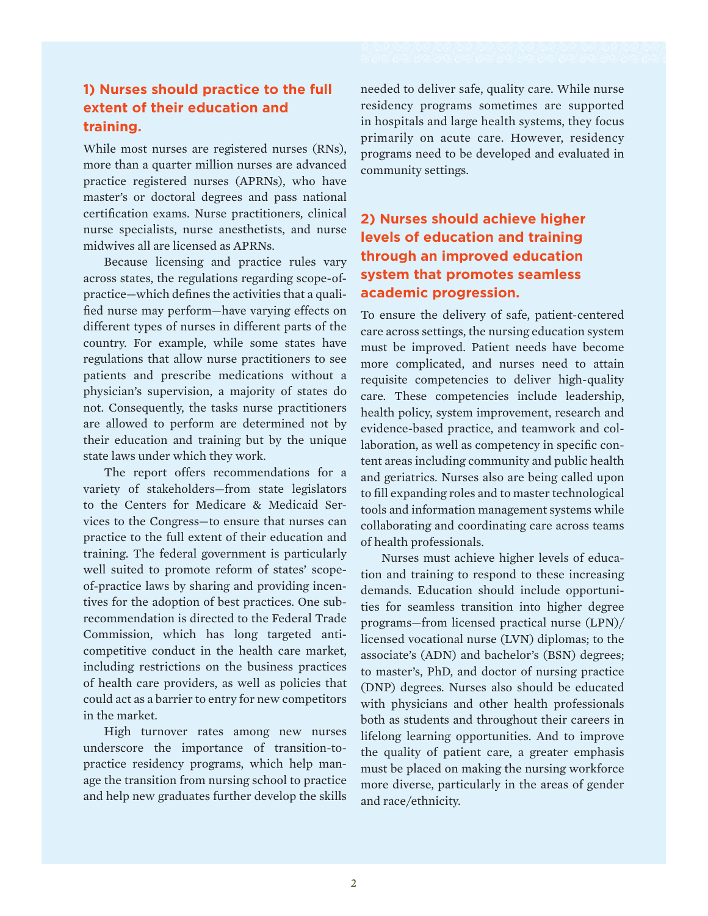## 1) Nurses should practice to the full extent of their education and training.

While most nurses are registered nurses (RNs), more than a quarter million nurses are advanced practice registered nurses (APRNs), who have master's or doctoral degrees and pass national certification exams. Nurse practitioners, clinical nurse specialists, nurse anesthetists, and nurse midwives all are licensed as APRNs.

Because licensing and practice rules vary across states, the regulations regarding scope-of-practice—which defines the activities that a qualified nurse may perform—have varying effects on different types of nurses in different parts of the country. For example, while some states have regulations that allow nurse practitioners to see patients and prescribe medications without a physician's supervision, a majority of states do not. Consequently, the tasks nurse practitioners are allowed to perform are determined not by their education and training but by the unique state laws under which they work.

The report offers recommendations for a variety of stakeholders—from state legislators to the Centers for Medicare & Medicaid Services to the Congress—to ensure that nurses can practice to the full extent of their education and training. The federal government is particularly well suited to promote reform of states' scope-of-practice laws by sharing and providing incentives for the adoption of best practices. One subrecommendation is directed to the Federal Trade Commission, which has long targeted anticompetitive conduct in the health care market, including restrictions on the business practices of health care providers, as well as policies that could act as a barrier to entry for new competitors in the market.

High turnover rates among new nurses underscore the importance of transition-to-practice residency programs, which help manage the transition from nursing school to practice and help new graduates further develop the skills needed to deliver safe, quality care. While nurse residency programs sometimes are supported in hospitals and large health systems, they focus primarily on acute care. However, residency programs need to be developed and evaluated in community settings.

## 2) Nurses should achieve higher levels of education and training through an improved education system that promotes seamless academic progression.

To ensure the delivery of safe, patient-centered care across settings, the nursing education system must be improved. Patient needs have become more complicated, and nurses need to attain requisite competencies to deliver high-quality care. These competencies include leadership, health policy, system improvement, research and evidence-based practice, and teamwork and collaboration, as well as competency in specific content areas including community and public health and geriatrics. Nurses also are being called upon to fill expanding roles and to master technological tools and information management systems while collaborating and coordinating care across teams of health professionals.

Nurses must achieve higher levels of education and training to respond to these increasing demands. Education should include opportunities for seamless transition into higher degree programs—from licensed practical nurse (LPN)/licensed vocational nurse (LVN) diplomas; to the associate's (ADN) and bachelor's (BSN) degrees; to master's, PhD, and doctor of nursing practice (DNP) degrees. Nurses also should be educated with physicians and other health professionals both as students and throughout their careers in lifelong learning opportunities. And to improve the quality of patient care, a greater emphasis must be placed on making the nursing workforce more diverse, particularly in the areas of gender and race/ethnicity.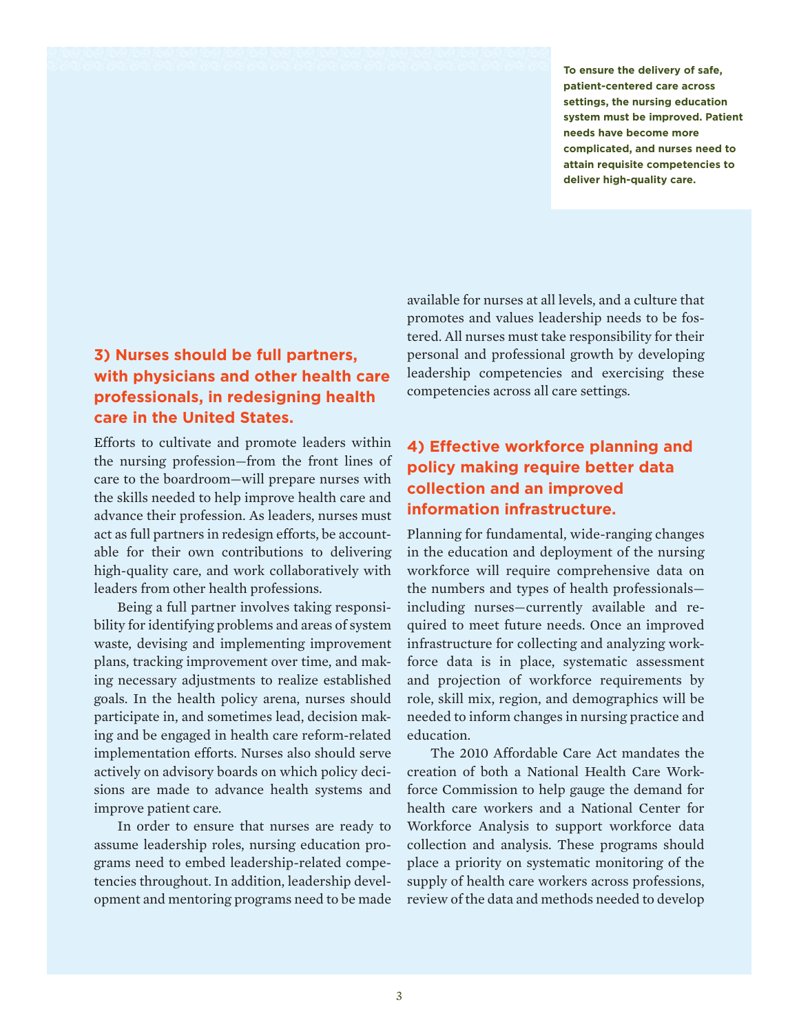**To ensure the delivery of safe, patient-centered care across settings, the nursing education system must be improved. Patient needs have become more complicated, and nurses need to attain requisite competencies to deliver high-quality care.**

## 3) Nurses should be full partners, with physicians and other health care professionals, in redesigning health care in the United States.

Efforts to cultivate and promote leaders within the nursing profession—from the front lines of care to the boardroom—will prepare nurses with the skills needed to help improve health care and advance their profession. As leaders, nurses must act as full partners in redesign efforts, be accountable for their own contributions to delivering high-quality care, and work collaboratively with leaders from other health professions.

Being a full partner involves taking responsibility for identifying problems and areas of system waste, devising and implementing improvement plans, tracking improvement over time, and making necessary adjustments to realize established goals. In the health policy arena, nurses should participate in, and sometimes lead, decision making and be engaged in health care reform-related implementation efforts. Nurses also should serve actively on advisory boards on which policy decisions are made to advance health systems and improve patient care.

In order to ensure that nurses are ready to assume leadership roles, nursing education programs need to embed leadership-related competencies throughout. In addition, leadership development and mentoring programs need to be made available for nurses at all levels, and a culture that promotes and values leadership needs to be fostered. All nurses must take responsibility for their personal and professional growth by developing leadership competencies and exercising these competencies across all care settings.

## 4) Effective workforce planning and policy making require better data collection and an improved information infrastructure.

Planning for fundamental, wide-ranging changes in the education and deployment of the nursing workforce will require comprehensive data on the numbers and types of health professionals—including nurses—currently available and required to meet future needs. Once an improved infrastructure for collecting and analyzing workforce data is in place, systematic assessment and projection of workforce requirements by role, skill mix, region, and demographics will be needed to inform changes in nursing practice and education.

The 2010 Affordable Care Act mandates the creation of both a National Health Care Workforce Commission to help gauge the demand for health care workers and a National Center for Workforce Analysis to support workforce data collection and analysis. These programs should place a priority on systematic monitoring of the supply of health care workers across professions, review of the data and methods needed to develop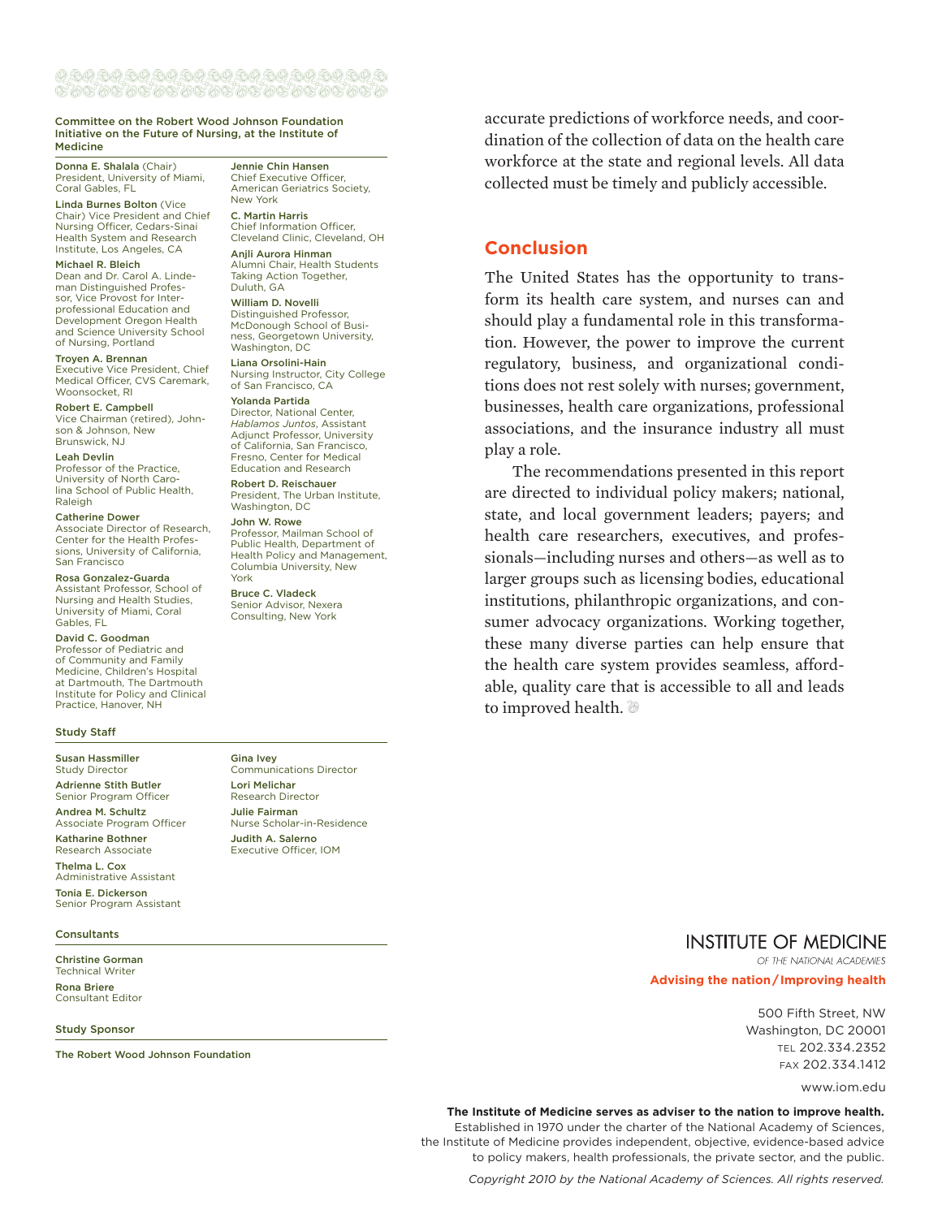accurate predictions of workforce needs, and coordination of the collection of data on the health care workforce at the state and regional levels. All data collected must be timely and publicly accessible.

## Conclusion

The United States has the opportunity to transform its health care system, and nurses can and should play a fundamental role in this transformation. However, the power to improve the current regulatory, business, and organizational conditions does not rest solely with nurses; government, businesses, health care organizations, professional associations, and the insurance industry all must play a role.

The recommendations presented in this report are directed to individual policy makers; national, state, and local government leaders; payers; and health care researchers, executives, and professionals—including nurses and others—as well as to larger groups such as licensing bodies, educational institutions, philanthropic organizations, and consumer advocacy organizations. Working together, these many diverse parties can help ensure that the health care system provides seamless, affordable, quality care that is accessible to all and leads to improved health.

### Committee on the Robert Wood Johnson Foundation Initiative on the Future of Nursing, at the Institute of Medicine

**Donna E. Shalala** (Chair)
President, University of Miami, Coral Gables, FL

**Linda Burnes Bolton** (Vice Chair) Vice President and Chief Nursing Officer, Cedars-Sinai Health System and Research Institute, Los Angeles, CA

**Michael R. Bleich**
Dean and Dr. Carol A. Lindeman Distinguished Professor, Vice Provost for Interprofessional Education and Development Oregon Health and Science University School of Nursing, Portland

**Troyen A. Brennan**
Executive Vice President, Chief Medical Officer, CVS Caremark, Woonsocket, RI

**Robert E. Campbell**
Vice Chairman (retired), Johnson & Johnson, New Brunswick, NJ

**Leah Devlin**
Professor of the Practice, University of North Carolina School of Public Health, Raleigh

**Catherine Dower**
Associate Director of Research, Center for the Health Professions, University of California, San Francisco

**Rosa Gonzalez-Guarda**
Assistant Professor, School of Nursing and Health Studies, University of Miami, Coral Gables, FL

**David C. Goodman**
Professor of Pediatric and of Community and Family Medicine, Children's Hospital at Dartmouth, The Dartmouth Institute for Policy and Clinical Practice, Hanover, NH

**Jennie Chin Hansen**
Chief Executive Officer, American Geriatrics Society, New York

**C. Martin Harris**
Chief Information Officer, Cleveland Clinic, Cleveland, OH

**Anjli Aurora Hinman**
Alumni Chair, Health Students Taking Action Together, Duluth, GA

**William D. Novelli**
Distinguished Professor, McDonough School of Business, Georgetown University, Washington, DC

**Liana Orsolini-Hain**
Nursing Instructor, City College of San Francisco, CA

**Yolanda Partida**
Director, National Center, *Hablamos Juntos*, Assistant Adjunct Professor, University of California, San Francisco, Fresno, Center for Medical Education and Research

**Robert D. Reischauer**
President, The Urban Institute, Washington, DC

**John W. Rowe**
Professor, Mailman School of Public Health, Department of Health Policy and Management, Columbia University, New York

**Bruce C. Vladeck**
Senior Advisor, Nexera Consulting, New York

### Study Staff

**Susan Hassmiller**
Study Director

**Adrienne Stith Butler**
Senior Program Officer

**Andrea M. Schultz**
Associate Program Officer

**Katharine Bothner**
Research Associate

**Thelma L. Cox**
Administrative Assistant

**Tonia E. Dickerson**
Senior Program Assistant

**Gina Ivey**
Communications Director

**Lori Melichar**
Research Director

**Julie Fairman**
Nurse Scholar-in-Residence

**Judith A. Salerno**
Executive Officer, IOM

### Consultants

**Christine Gorman**
Technical Writer

**Rona Briere**
Consultant Editor

### Study Sponsor

The Robert Wood Johnson Foundation

INSTITUTE OF MEDICINE
*OF THE NATIONAL ACADEMIES*

**Advising the nation / Improving health**

500 Fifth Street, NW
Washington, DC 20001
TEL 202.334.2352
FAX 202.334.1412

www.iom.edu

**The Institute of Medicine serves as adviser to the nation to improve health.**
Established in 1970 under the charter of the National Academy of Sciences, the Institute of Medicine provides independent, objective, evidence-based advice to policy makers, health professionals, the private sector, and the public.

*Copyright 2010 by the National Academy of Sciences. All rights reserved.*